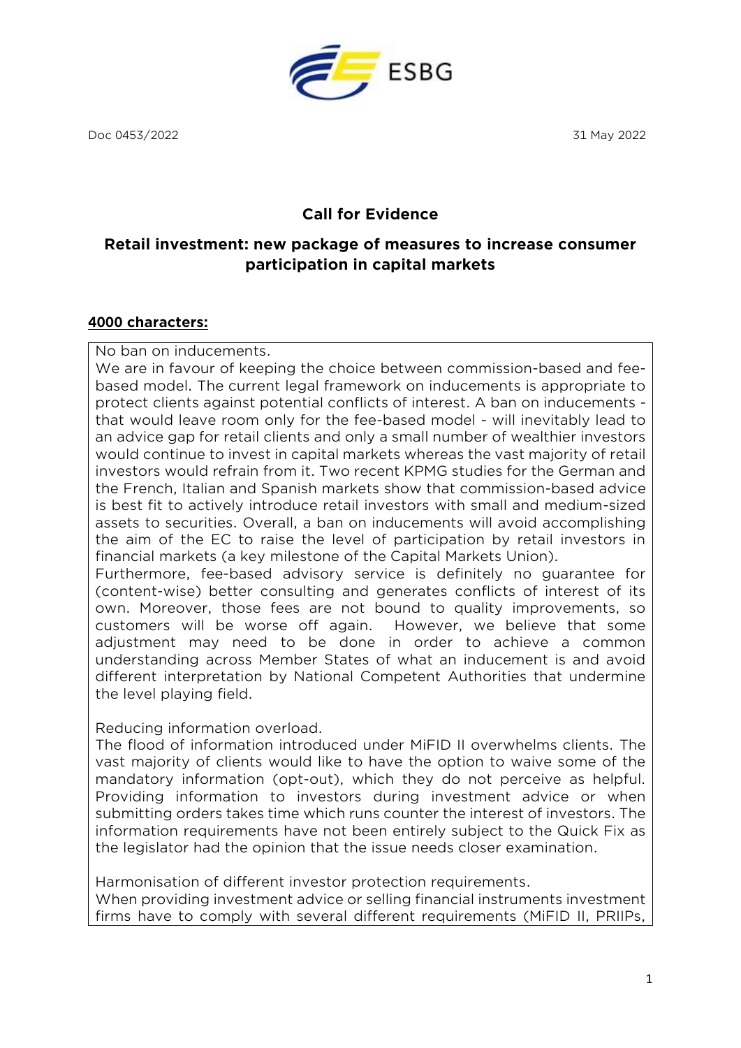ESBG

Doc 0453/2022 31 May 2022

## Call for Evidence

## Retail investment: new package of measures to increase consumer participation in capital markets

**4000 characters:**

No ban on inducements.

We are in favour of keeping the choice between commission-based and fee-based model. The current legal framework on inducements is appropriate to protect clients against potential conflicts of interest. A ban on inducements - that would leave room only for the fee-based model - will inevitably lead to an advice gap for retail clients and only a small number of wealthier investors would continue to invest in capital markets whereas the vast majority of retail investors would refrain from it. Two recent KPMG studies for the German and the French, Italian and Spanish markets show that commission-based advice is best fit to actively introduce retail investors with small and medium-sized assets to securities. Overall, a ban on inducements will avoid accomplishing the aim of the EC to raise the level of participation by retail investors in financial markets (a key milestone of the Capital Markets Union).

Furthermore, fee-based advisory service is definitely no guarantee for (content-wise) better consulting and generates conflicts of interest of its own. Moreover, those fees are not bound to quality improvements, so customers will be worse off again. However, we believe that some adjustment may need to be done in order to achieve a common understanding across Member States of what an inducement is and avoid different interpretation by National Competent Authorities that undermine the level playing field.

Reducing information overload.

The flood of information introduced under MiFID II overwhelms clients. The vast majority of clients would like to have the option to waive some of the mandatory information (opt-out), which they do not perceive as helpful. Providing information to investors during investment advice or when submitting orders takes time which runs counter the interest of investors. The information requirements have not been entirely subject to the Quick Fix as the legislator had the opinion that the issue needs closer examination.

Harmonisation of different investor protection requirements.

When providing investment advice or selling financial instruments investment firms have to comply with several different requirements (MiFID II, PRIIPs,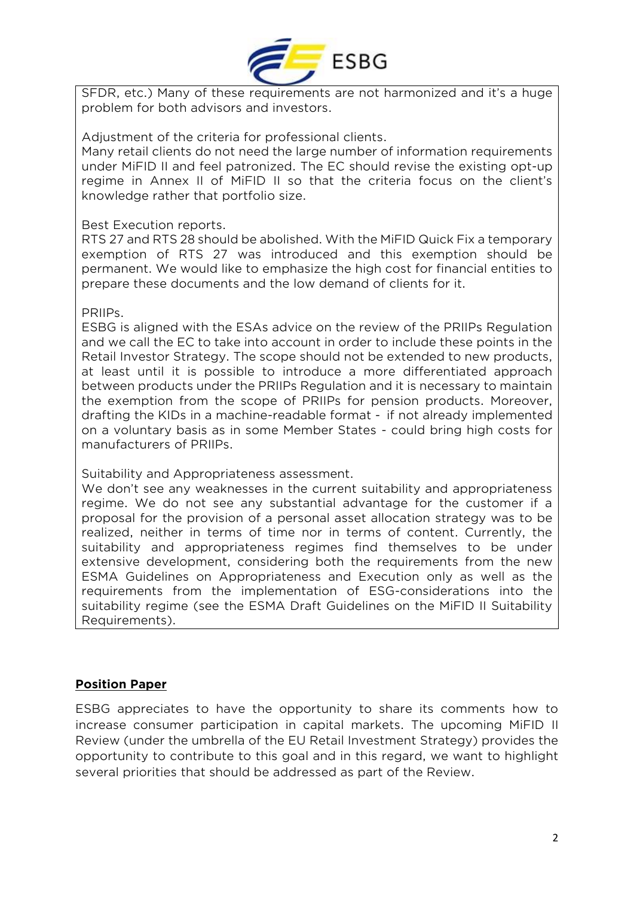SFDR, etc.) Many of these requirements are not harmonized and it's a huge problem for both advisors and investors.

Adjustment of the criteria for professional clients.
Many retail clients do not need the large number of information requirements under MiFID II and feel patronized. The EC should revise the existing opt-up regime in Annex II of MiFID II so that the criteria focus on the client's knowledge rather that portfolio size.

Best Execution reports.
RTS 27 and RTS 28 should be abolished. With the MiFID Quick Fix a temporary exemption of RTS 27 was introduced and this exemption should be permanent. We would like to emphasize the high cost for financial entities to prepare these documents and the low demand of clients for it.

PRIIPs.
ESBG is aligned with the ESAs advice on the review of the PRIIPs Regulation and we call the EC to take into account in order to include these points in the Retail Investor Strategy. The scope should not be extended to new products, at least until it is possible to introduce a more differentiated approach between products under the PRIIPs Regulation and it is necessary to maintain the exemption from the scope of PRIIPs for pension products. Moreover, drafting the KIDs in a machine-readable format - if not already implemented on a voluntary basis as in some Member States - could bring high costs for manufacturers of PRIIPs.

Suitability and Appropriateness assessment.
We don't see any weaknesses in the current suitability and appropriateness regime. We do not see any substantial advantage for the customer if a proposal for the provision of a personal asset allocation strategy was to be realized, neither in terms of time nor in terms of content. Currently, the suitability and appropriateness regimes find themselves to be under extensive development, considering both the requirements from the new ESMA Guidelines on Appropriateness and Execution only as well as the requirements from the implementation of ESG-considerations into the suitability regime (see the ESMA Draft Guidelines on the MiFID II Suitability Requirements).

## **Position Paper**

ESBG appreciates to have the opportunity to share its comments how to increase consumer participation in capital markets. The upcoming MiFID II Review (under the umbrella of the EU Retail Investment Strategy) provides the opportunity to contribute to this goal and in this regard, we want to highlight several priorities that should be addressed as part of the Review.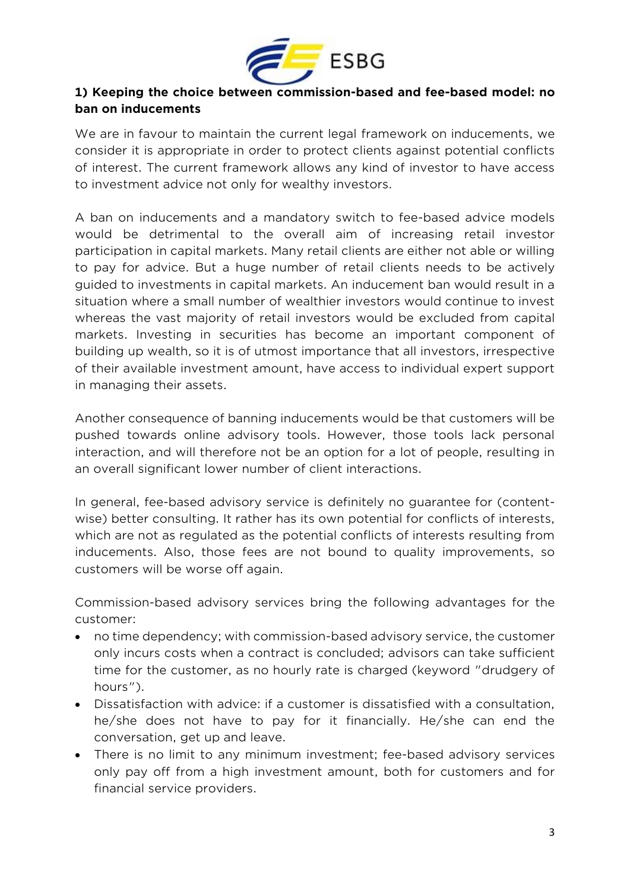### 1) Keeping the choice between commission-based and fee-based model: no ban on inducements

We are in favour to maintain the current legal framework on inducements, we consider it is appropriate in order to protect clients against potential conflicts of interest. The current framework allows any kind of investor to have access to investment advice not only for wealthy investors.

A ban on inducements and a mandatory switch to fee-based advice models would be detrimental to the overall aim of increasing retail investor participation in capital markets. Many retail clients are either not able or willing to pay for advice. But a huge number of retail clients needs to be actively guided to investments in capital markets. An inducement ban would result in a situation where a small number of wealthier investors would continue to invest whereas the vast majority of retail investors would be excluded from capital markets. Investing in securities has become an important component of building up wealth, so it is of utmost importance that all investors, irrespective of their available investment amount, have access to individual expert support in managing their assets.

Another consequence of banning inducements would be that customers will be pushed towards online advisory tools. However, those tools lack personal interaction, and will therefore not be an option for a lot of people, resulting in an overall significant lower number of client interactions.

In general, fee-based advisory service is definitely no guarantee for (content-wise) better consulting. It rather has its own potential for conflicts of interests, which are not as regulated as the potential conflicts of interests resulting from inducements. Also, those fees are not bound to quality improvements, so customers will be worse off again.

Commission-based advisory services bring the following advantages for the customer:

- no time dependency; with commission-based advisory service, the customer only incurs costs when a contract is concluded; advisors can take sufficient time for the customer, as no hourly rate is charged (keyword "drudgery of hours").
- Dissatisfaction with advice: if a customer is dissatisfied with a consultation, he/she does not have to pay for it financially. He/she can end the conversation, get up and leave.
- There is no limit to any minimum investment; fee-based advisory services only pay off from a high investment amount, both for customers and for financial service providers.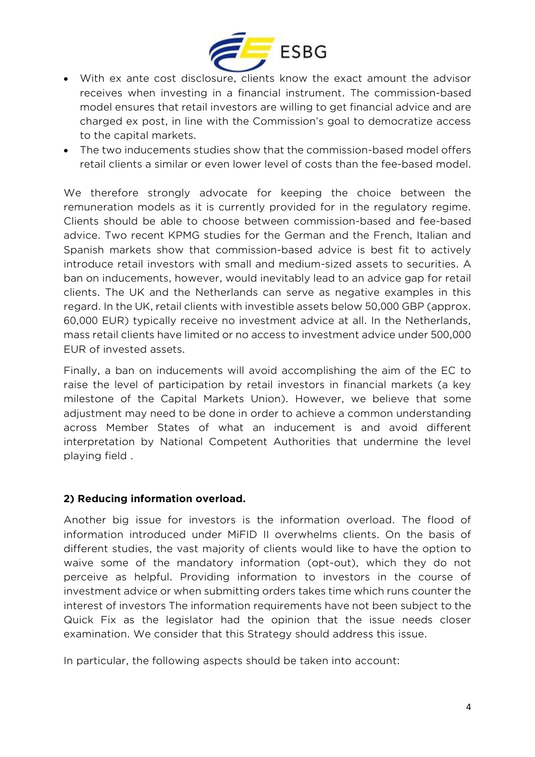- With ex ante cost disclosure, clients know the exact amount the advisor receives when investing in a financial instrument. The commission-based model ensures that retail investors are willing to get financial advice and are charged ex post, in line with the Commission's goal to democratize access to the capital markets.
- The two inducements studies show that the commission-based model offers retail clients a similar or even lower level of costs than the fee-based model.

We therefore strongly advocate for keeping the choice between the remuneration models as it is currently provided for in the regulatory regime. Clients should be able to choose between commission-based and fee-based advice. Two recent KPMG studies for the German and the French, Italian and Spanish markets show that commission-based advice is best fit to actively introduce retail investors with small and medium-sized assets to securities. A ban on inducements, however, would inevitably lead to an advice gap for retail clients. The UK and the Netherlands can serve as negative examples in this regard. In the UK, retail clients with investible assets below 50,000 GBP (approx. 60,000 EUR) typically receive no investment advice at all. In the Netherlands, mass retail clients have limited or no access to investment advice under 500,000 EUR of invested assets.

Finally, a ban on inducements will avoid accomplishing the aim of the EC to raise the level of participation by retail investors in financial markets (a key milestone of the Capital Markets Union). However, we believe that some adjustment may need to be done in order to achieve a common understanding across Member States of what an inducement is and avoid different interpretation by National Competent Authorities that undermine the level playing field .

**2) Reducing information overload.**

Another big issue for investors is the information overload. The flood of information introduced under MiFID II overwhelms clients. On the basis of different studies, the vast majority of clients would like to have the option to waive some of the mandatory information (opt-out), which they do not perceive as helpful. Providing information to investors in the course of investment advice or when submitting orders takes time which runs counter the interest of investors The information requirements have not been subject to the Quick Fix as the legislator had the opinion that the issue needs closer examination. We consider that this Strategy should address this issue.

In particular, the following aspects should be taken into account: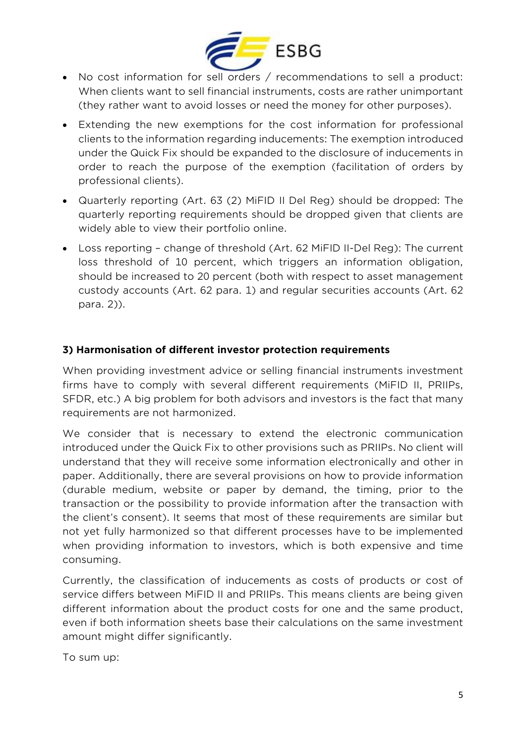- No cost information for sell orders / recommendations to sell a product: When clients want to sell financial instruments, costs are rather unimportant (they rather want to avoid losses or need the money for other purposes).
- Extending the new exemptions for the cost information for professional clients to the information regarding inducements: The exemption introduced under the Quick Fix should be expanded to the disclosure of inducements in order to reach the purpose of the exemption (facilitation of orders by professional clients).
- Quarterly reporting (Art. 63 (2) MiFID II Del Reg) should be dropped: The quarterly reporting requirements should be dropped given that clients are widely able to view their portfolio online.
- Loss reporting – change of threshold (Art. 62 MiFID II-Del Reg): The current loss threshold of 10 percent, which triggers an information obligation, should be increased to 20 percent (both with respect to asset management custody accounts (Art. 62 para. 1) and regular securities accounts (Art. 62 para. 2)).

**3) Harmonisation of different investor protection requirements**

When providing investment advice or selling financial instruments investment firms have to comply with several different requirements (MiFID II, PRIIPs, SFDR, etc.) A big problem for both advisors and investors is the fact that many requirements are not harmonized.

We consider that is necessary to extend the electronic communication introduced under the Quick Fix to other provisions such as PRIIPs. No client will understand that they will receive some information electronically and other in paper. Additionally, there are several provisions on how to provide information (durable medium, website or paper by demand, the timing, prior to the transaction or the possibility to provide information after the transaction with the client's consent). It seems that most of these requirements are similar but not yet fully harmonized so that different processes have to be implemented when providing information to investors, which is both expensive and time consuming.

Currently, the classification of inducements as costs of products or cost of service differs between MiFID II and PRIIPs. This means clients are being given different information about the product costs for one and the same product, even if both information sheets base their calculations on the same investment amount might differ significantly.

To sum up: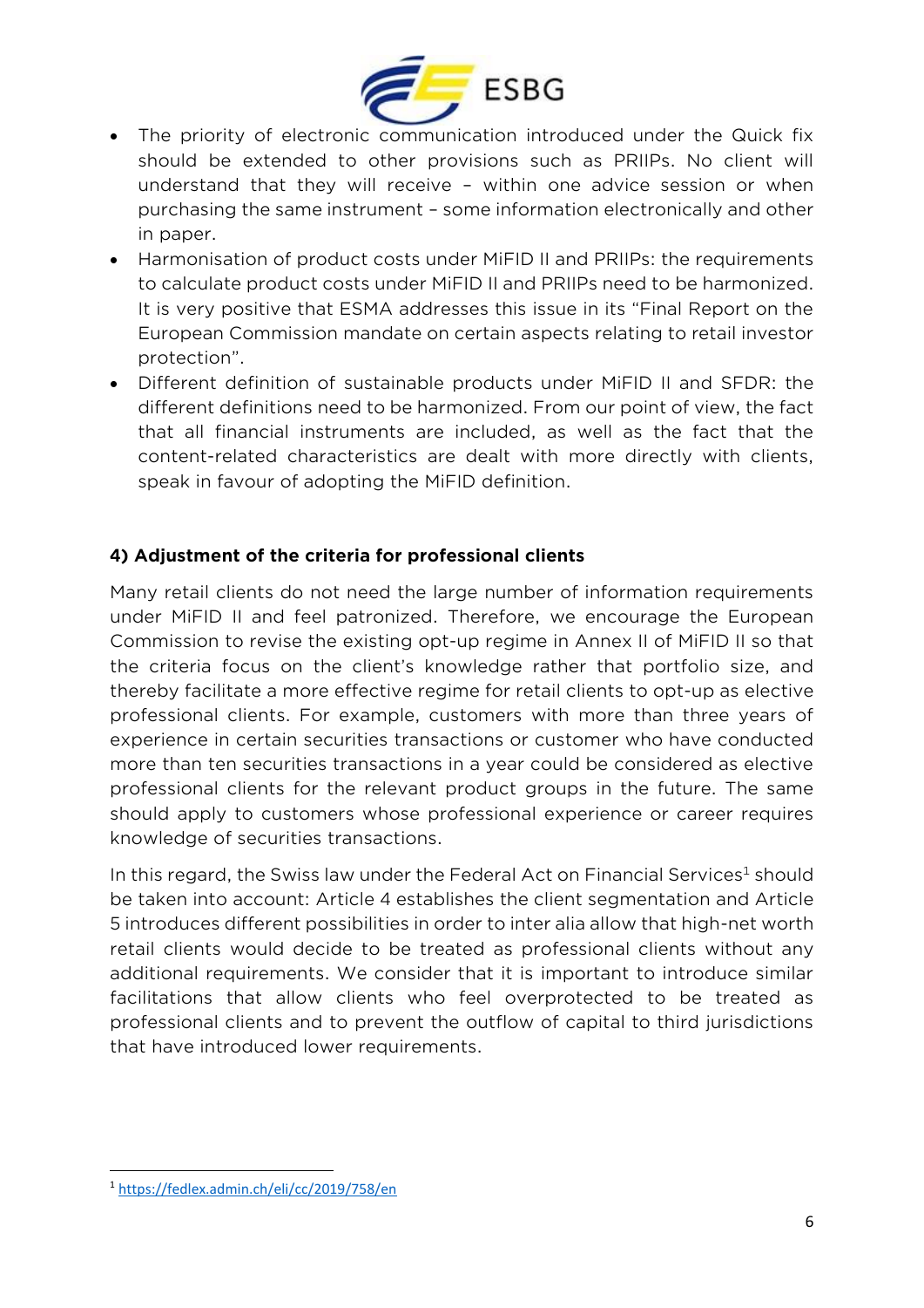- The priority of electronic communication introduced under the Quick fix should be extended to other provisions such as PRIIPs. No client will understand that they will receive – within one advice session or when purchasing the same instrument – some information electronically and other in paper.
- Harmonisation of product costs under MiFID II and PRIIPs: the requirements to calculate product costs under MiFID II and PRIIPs need to be harmonized. It is very positive that ESMA addresses this issue in its "Final Report on the European Commission mandate on certain aspects relating to retail investor protection".
- Different definition of sustainable products under MiFID II and SFDR: the different definitions need to be harmonized. From our point of view, the fact that all financial instruments are included, as well as the fact that the content-related characteristics are dealt with more directly with clients, speak in favour of adopting the MiFID definition.

## 4) Adjustment of the criteria for professional clients

Many retail clients do not need the large number of information requirements under MiFID II and feel patronized. Therefore, we encourage the European Commission to revise the existing opt-up regime in Annex II of MiFID II so that the criteria focus on the client's knowledge rather that portfolio size, and thereby facilitate a more effective regime for retail clients to opt-up as elective professional clients. For example, customers with more than three years of experience in certain securities transactions or customer who have conducted more than ten securities transactions in a year could be considered as elective professional clients for the relevant product groups in the future. The same should apply to customers whose professional experience or career requires knowledge of securities transactions.

In this regard, the Swiss law under the Federal Act on Financial Services[1] should be taken into account: Article 4 establishes the client segmentation and Article 5 introduces different possibilities in order to inter alia allow that high-net worth retail clients would decide to be treated as professional clients without any additional requirements. We consider that it is important to introduce similar facilitations that allow clients who feel overprotected to be treated as professional clients and to prevent the outflow of capital to third jurisdictions that have introduced lower requirements.

[1] https://fedlex.admin.ch/eli/cc/2019/758/en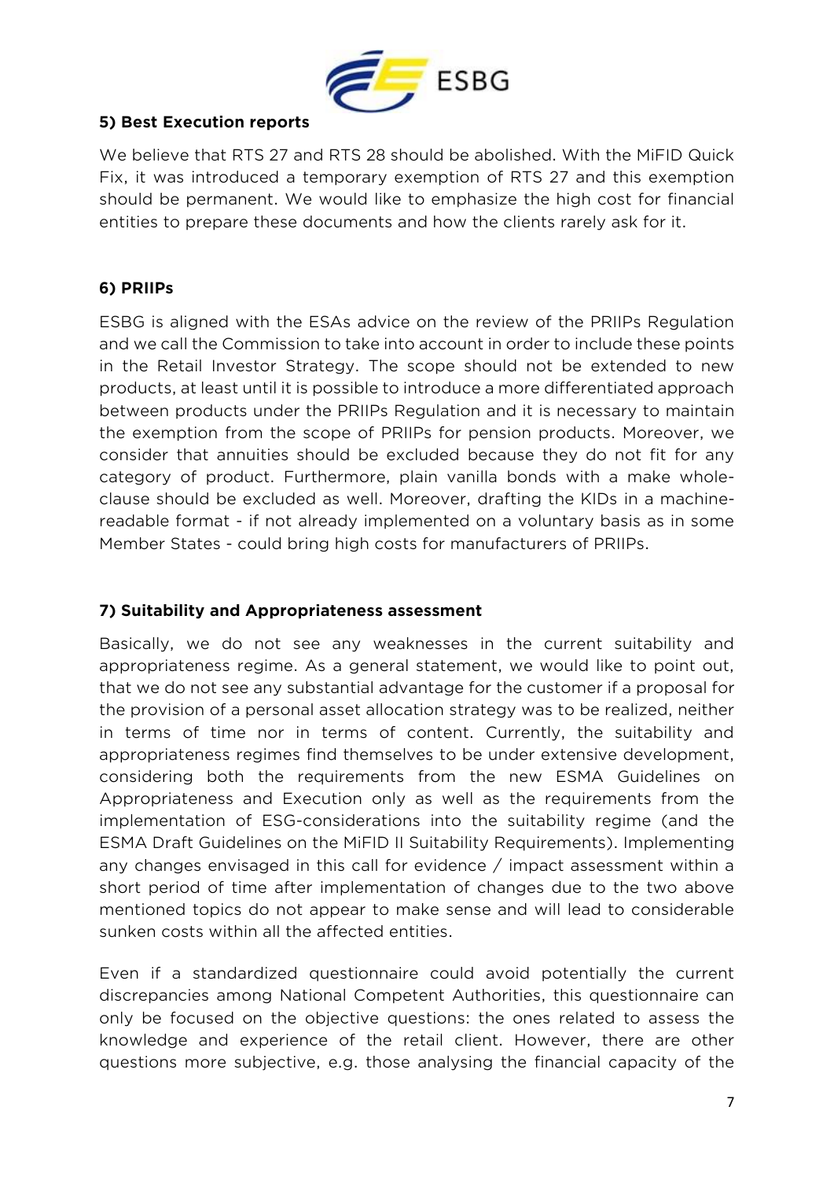## 5) Best Execution reports

We believe that RTS 27 and RTS 28 should be abolished. With the MiFID Quick Fix, it was introduced a temporary exemption of RTS 27 and this exemption should be permanent. We would like to emphasize the high cost for financial entities to prepare these documents and how the clients rarely ask for it.

## 6) PRIIPs

ESBG is aligned with the ESAs advice on the review of the PRIIPs Regulation and we call the Commission to take into account in order to include these points in the Retail Investor Strategy. The scope should not be extended to new products, at least until it is possible to introduce a more differentiated approach between products under the PRIIPs Regulation and it is necessary to maintain the exemption from the scope of PRIIPs for pension products. Moreover, we consider that annuities should be excluded because they do not fit for any category of product. Furthermore, plain vanilla bonds with a make whole-clause should be excluded as well. Moreover, drafting the KIDs in a machine-readable format - if not already implemented on a voluntary basis as in some Member States - could bring high costs for manufacturers of PRIIPs.

## 7) Suitability and Appropriateness assessment

Basically, we do not see any weaknesses in the current suitability and appropriateness regime. As a general statement, we would like to point out, that we do not see any substantial advantage for the customer if a proposal for the provision of a personal asset allocation strategy was to be realized, neither in terms of time nor in terms of content. Currently, the suitability and appropriateness regimes find themselves to be under extensive development, considering both the requirements from the new ESMA Guidelines on Appropriateness and Execution only as well as the requirements from the implementation of ESG-considerations into the suitability regime (and the ESMA Draft Guidelines on the MiFID II Suitability Requirements). Implementing any changes envisaged in this call for evidence / impact assessment within a short period of time after implementation of changes due to the two above mentioned topics do not appear to make sense and will lead to considerable sunken costs within all the affected entities.

Even if a standardized questionnaire could avoid potentially the current discrepancies among National Competent Authorities, this questionnaire can only be focused on the objective questions: the ones related to assess the knowledge and experience of the retail client. However, there are other questions more subjective, e.g. those analysing the financial capacity of the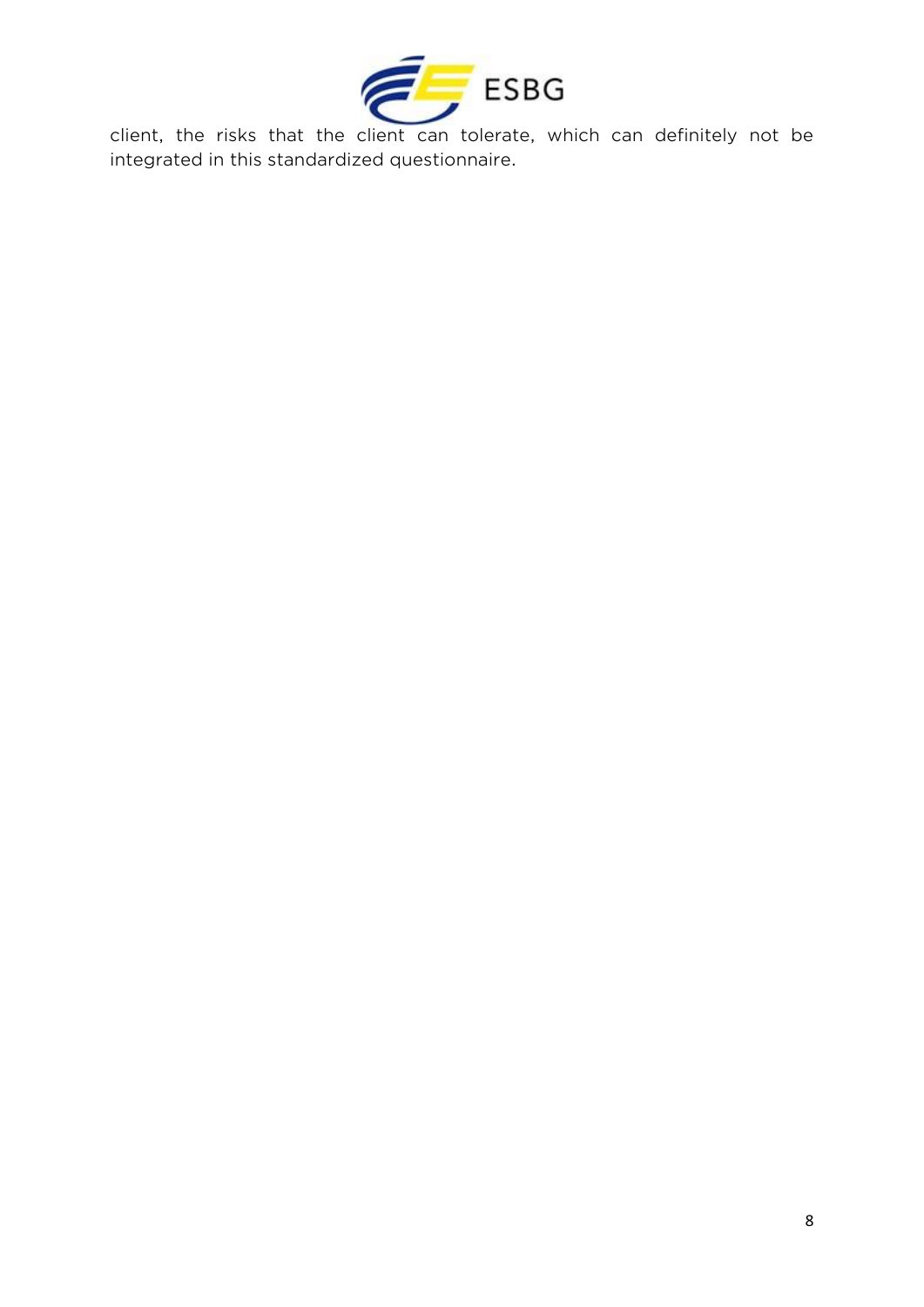client, the risks that the client can tolerate, which can definitely not be integrated in this standardized questionnaire.